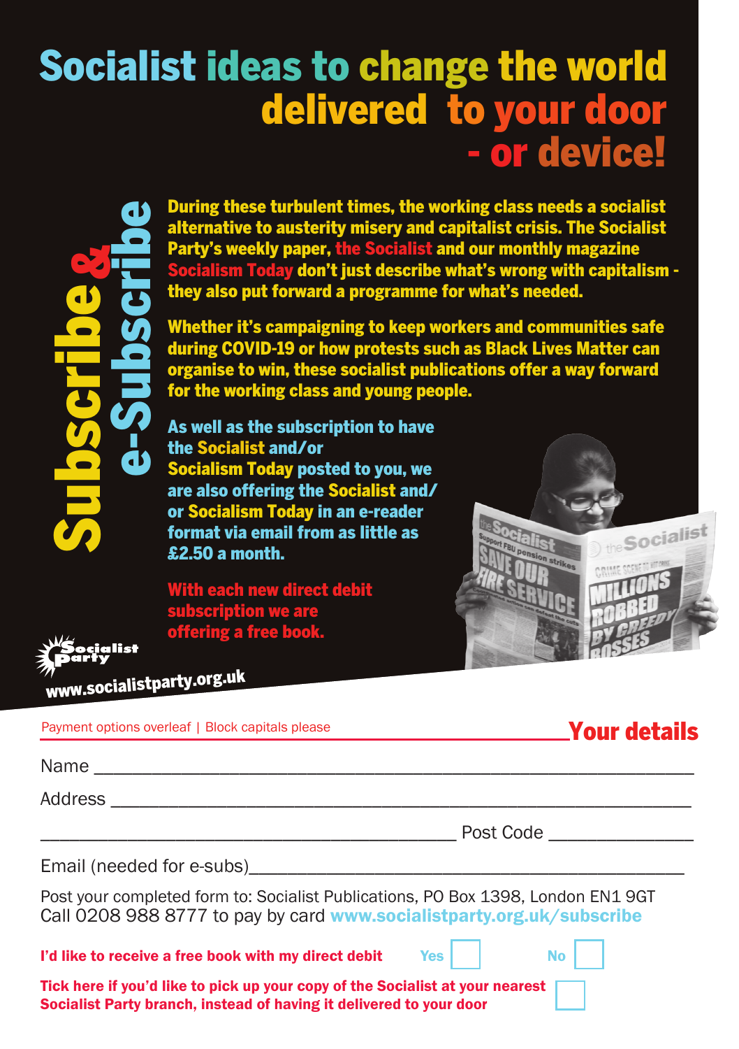# Socialist ideas to change the world delivered to your door - or device!

## Subscribe & e-Subscribe

**During these turbulent times, the working class needs a socialist alternative to austerity misery and capitalist crisis. The Socialist Party's weekly paper, the Socialist and our monthly magazine Socialism Today don't just describe what's wrong with capitalism - they also put forward a programme for what's needed.**

**Whether it's campaigning to keep workers and communities safe during COVID-19 or how protests such as Black Lives Matter can organise to win, these socialist publications offer a way forward for the working class and young people.**

**As well as the subscription to have the Socialist and/or Socialism Today posted to you, we are also offering the Socialist and/or Socialism Today in an e-reader format via email from as little as £2.50 a month.**

**With each new direct debit subscription we are offering a free book.**

Socialist Party

www.socialistparty.org.uk

Payment options overleaf | Block capitals please

## Your details

Name ______________________________________________

Address ____________________________________________

________________________________ Post Code ____________

Email (needed for e-subs)_____________________________

Post your completed form to: Socialist Publications, PO Box 1398, London EN1 9GT
Call 0208 988 8777 to pay by card **www.socialistparty.org.uk/subscribe**

**I'd like to receive a free book with my direct debit** Yes ☐ No ☐

**Tick here if you'd like to pick up your copy of the Socialist at your nearest Socialist Party branch, instead of having it delivered to your door** ☐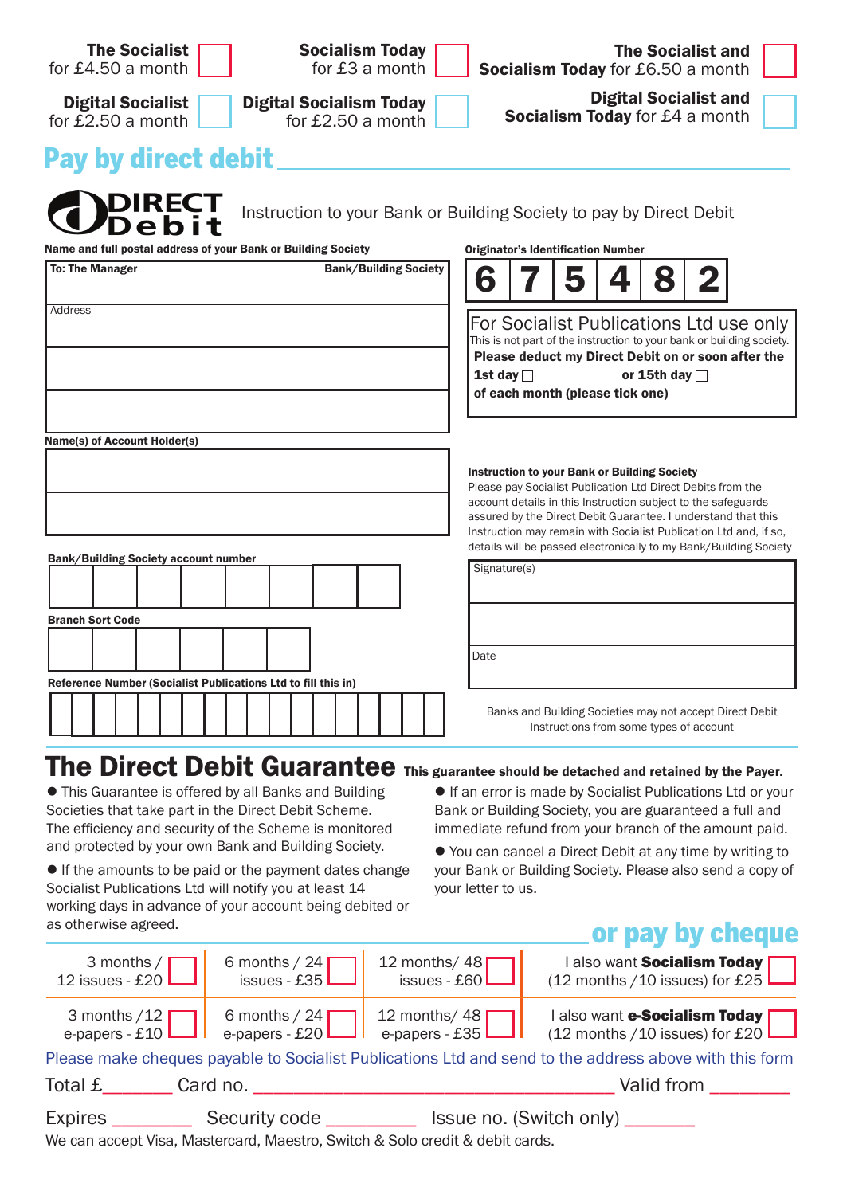| | | |
|---|---|---|
| **The Socialist** for £4.50 a month ☐ | **Socialism Today** for £3 a month ☐ | **The Socialist and Socialism Today** for £6.50 a month ☐ |
| **Digital Socialist** for £2.50 a month ☐ | **Digital Socialism Today** for £2.50 a month ☐ | **Digital Socialist and Socialism Today** for £4 a month ☐ |

## Pay by direct debit

DIRECT Debit

Instruction to your Bank or Building Society to pay by Direct Debit

**Name and full postal address of your Bank or Building Society**

**To: The Manager** **Bank/Building Society**

Address

**Name(s) of Account Holder(s)**

**Bank/Building Society account number**

**Branch Sort Code**

**Reference Number (Socialist Publications Ltd to fill this in)**

**Originator's Identification Number**

| 6 | 7 | 5 | 4 | 8 | 2 |
|---|---|---|---|---|---|

For Socialist Publications Ltd use only

This is not part of the instruction to your bank or building society.

**Please deduct my Direct Debit on or soon after the 1st day ☐ or 15th day ☐ of each month (please tick one)**

**Instruction to your Bank or Building Society**

Please pay Socialist Publication Ltd Direct Debits from the account details in this Instruction subject to the safeguards assured by the Direct Debit Guarantee. I understand that this Instruction may remain with Socialist Publication Ltd and, if so, details will be passed electronically to my Bank/Building Society

Signature(s)

Date

Banks and Building Societies may not accept Direct Debit Instructions from some types of account

## The Direct Debit Guarantee

**This guarantee should be detached and retained by the Payer.**

- This Guarantee is offered by all Banks and Building Societies that take part in the Direct Debit Scheme. The efficiency and security of the Scheme is monitored and protected by your own Bank and Building Society.
- If the amounts to be paid or the payment dates change Socialist Publications Ltd will notify you at least 14 working days in advance of your account being debited or as otherwise agreed.
- If an error is made by Socialist Publications Ltd or your Bank or Building Society, you are guaranteed a full and immediate refund from your branch of the amount paid.
- You can cancel a Direct Debit at any time by writing to your Bank or Building Society. Please also send a copy of your letter to us.

## or pay by cheque

| | | | |
|---|---|---|---|
| 3 months / 12 issues - £20 ☐ | 6 months / 24 issues - £35 ☐ | 12 months/ 48 issues - £60 ☐ | I also want **Socialism Today** (12 months /10 issues) for £25 ☐ |
| 3 months /12 e-papers - £10 ☐ | 6 months / 24 e-papers - £20 ☐ | 12 months/ 48 e-papers - £35 ☐ | I also want **e-Socialism Today** (12 months /10 issues) for £20 ☐ |

Please make cheques payable to Socialist Publications Ltd and send to the address above with this form

Total £_______ Card no. ________________________________________ Valid from ________

Expires ________ Security code _________ Issue no. (Switch only) _______

We can accept Visa, Mastercard, Maestro, Switch & Solo credit & debit cards.